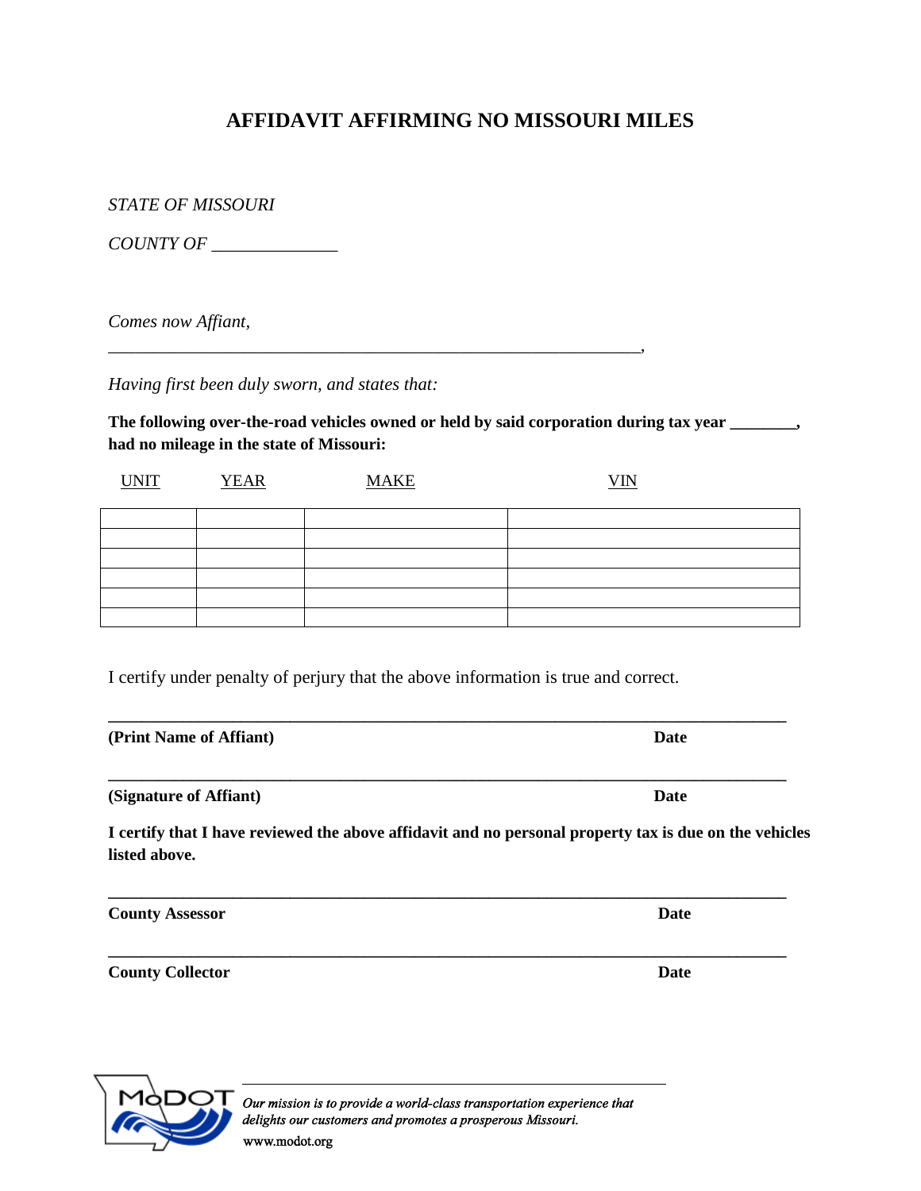# AFFIDAVIT AFFIRMING NO MISSOURI MILES

*STATE OF MISSOURI*

*COUNTY OF ______________*

*Comes now Affiant,*

_______________________________________________________________,

*Having first been duly sworn, and states that:*

**The following over-the-road vehicles owned or held by said corporation during tax year ________, had no mileage in the state of Missouri:**

| UNIT | YEAR | MAKE | VIN |
|---|---|---|---|
| | | | |
| | | | |
| | | | |
| | | | |
| | | | |
| | | | |

I certify under penalty of perjury that the above information is true and correct.

_______________________________________________________________________________

**(Print Name of Affiant)** **Date**

_______________________________________________________________________________

**(Signature of Affiant)** **Date**

**I certify that I have reviewed the above affidavit and no personal property tax is due on the vehicles listed above.**

_______________________________________________________________________________

**County Assessor** **Date**

_______________________________________________________________________________

**County Collector** **Date**

MoDOT

*Our mission is to provide a world-class transportation experience that delights our customers and promotes a prosperous Missouri.*

www.modot.org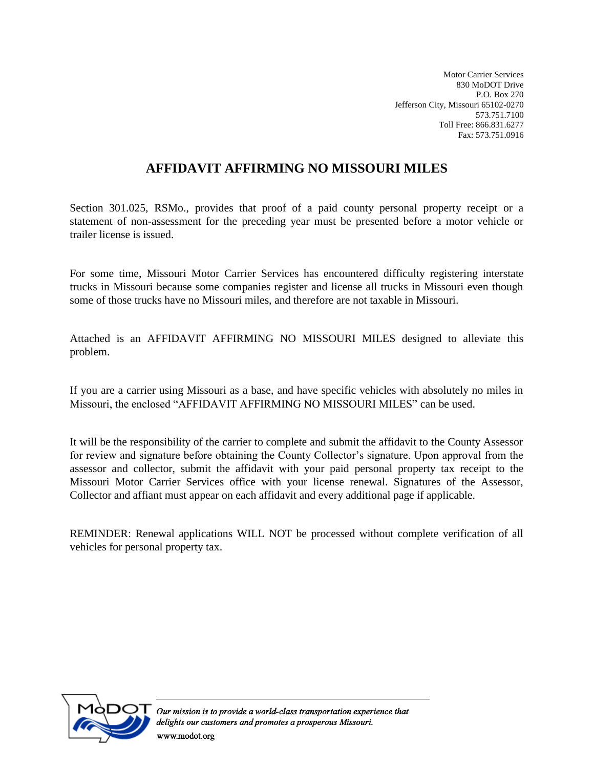Motor Carrier Services
830 MoDOT Drive
P.O. Box 270
Jefferson City, Missouri 65102-0270
573.751.7100
Toll Free: 866.831.6277
Fax: 573.751.0916

# AFFIDAVIT AFFIRMING NO MISSOURI MILES

Section 301.025, RSMo., provides that proof of a paid county personal property receipt or a statement of non-assessment for the preceding year must be presented before a motor vehicle or trailer license is issued.

For some time, Missouri Motor Carrier Services has encountered difficulty registering interstate trucks in Missouri because some companies register and license all trucks in Missouri even though some of those trucks have no Missouri miles, and therefore are not taxable in Missouri.

Attached is an AFFIDAVIT AFFIRMING NO MISSOURI MILES designed to alleviate this problem.

If you are a carrier using Missouri as a base, and have specific vehicles with absolutely no miles in Missouri, the enclosed "AFFIDAVIT AFFIRMING NO MISSOURI MILES" can be used.

It will be the responsibility of the carrier to complete and submit the affidavit to the County Assessor for review and signature before obtaining the County Collector's signature. Upon approval from the assessor and collector, submit the affidavit with your paid personal property tax receipt to the Missouri Motor Carrier Services office with your license renewal. Signatures of the Assessor, Collector and affiant must appear on each affidavit and every additional page if applicable.

REMINDER: Renewal applications WILL NOT be processed without complete verification of all vehicles for personal property tax.

MoDOT

*Our mission is to provide a world-class transportation experience that delights our customers and promotes a prosperous Missouri.*

www.modot.org